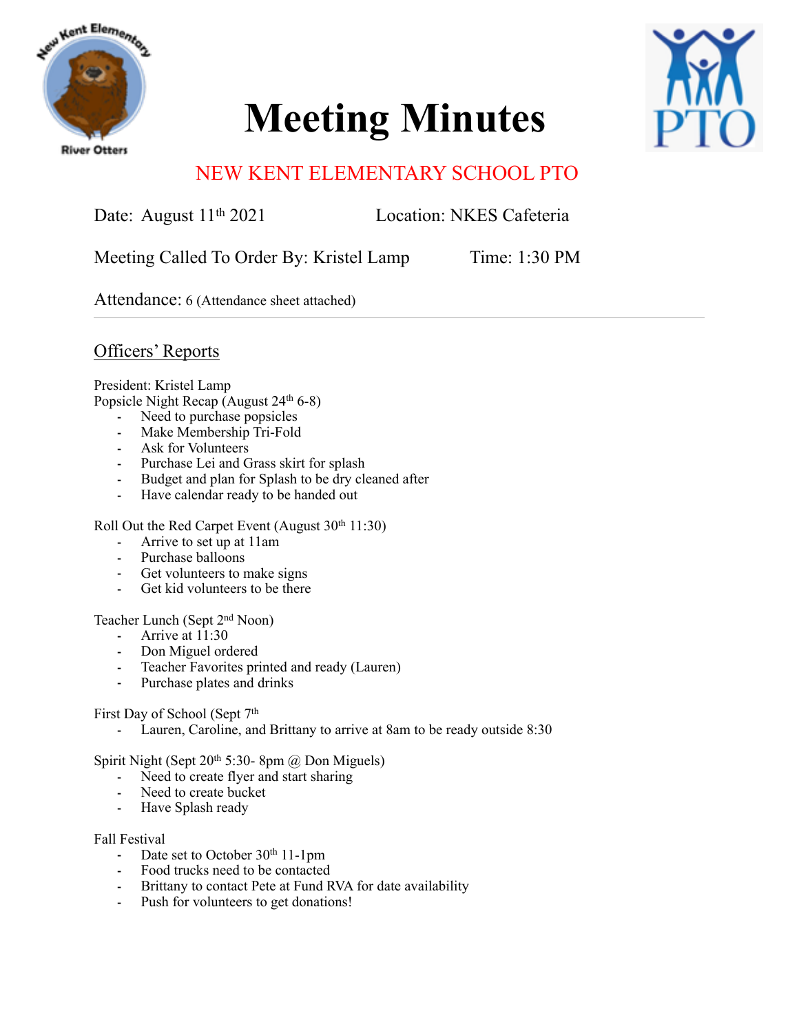# Meeting Minutes

NEW KENT ELEMENTARY SCHOOL PTO

Date: August 11th 2021 Location: NKES Cafeteria

Meeting Called To Order By: Kristel Lamp Time: 1:30 PM

Attendance: 6 (Attendance sheet attached)

---

## Officers' Reports

President: Kristel Lamp

Popsicle Night Recap (August 24th 6-8)

- Need to purchase popsicles
- Make Membership Tri-Fold
- Ask for Volunteers
- Purchase Lei and Grass skirt for splash
- Budget and plan for Splash to be dry cleaned after
- Have calendar ready to be handed out

Roll Out the Red Carpet Event (August 30th 11:30)

- Arrive to set up at 11am
- Purchase balloons
- Get volunteers to make signs
- Get kid volunteers to be there

Teacher Lunch (Sept 2nd Noon)

- Arrive at 11:30
- Don Miguel ordered
- Teacher Favorites printed and ready (Lauren)
- Purchase plates and drinks

First Day of School (Sept 7th

- Lauren, Caroline, and Brittany to arrive at 8am to be ready outside 8:30

Spirit Night (Sept 20th 5:30- 8pm @ Don Miguels)

- Need to create flyer and start sharing
- Need to create bucket
- Have Splash ready

Fall Festival

- Date set to October 30th 11-1pm
- Food trucks need to be contacted
- Brittany to contact Pete at Fund RVA for date availability
- Push for volunteers to get donations!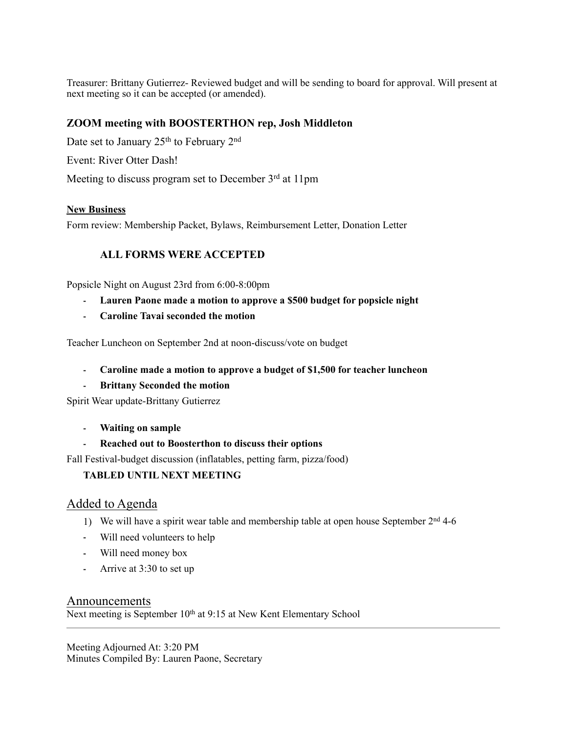Treasurer: Brittany Gutierrez- Reviewed budget and will be sending to board for approval. Will present at next meeting so it can be accepted (or amended).

### ZOOM meeting with BOOSTERTHON rep, Josh Middleton

Date set to January 25th to February 2nd

Event: River Otter Dash!

Meeting to discuss program set to December 3rd at 11pm

**New Business**

Form review: Membership Packet, Bylaws, Reimbursement Letter, Donation Letter

**ALL FORMS WERE ACCEPTED**

Popsicle Night on August 23rd from 6:00-8:00pm

- **Lauren Paone made a motion to approve a $500 budget for popsicle night**
- **Caroline Tavai seconded the motion**

Teacher Luncheon on September 2nd at noon-discuss/vote on budget

- **Caroline made a motion to approve a budget of $1,500 for teacher luncheon**
- **Brittany Seconded the motion**

Spirit Wear update-Brittany Gutierrez

- **Waiting on sample**
- **Reached out to Boosterthon to discuss their options**

Fall Festival-budget discussion (inflatables, petting farm, pizza/food)

**TABLED UNTIL NEXT MEETING**

## Added to Agenda

1) We will have a spirit wear table and membership table at open house September 2nd 4-6

- Will need volunteers to help
- Will need money box
- Arrive at 3:30 to set up

## Announcements

Next meeting is September 10th at 9:15 at New Kent Elementary School

---

Meeting Adjourned At: 3:20 PM

Minutes Compiled By: Lauren Paone, Secretary